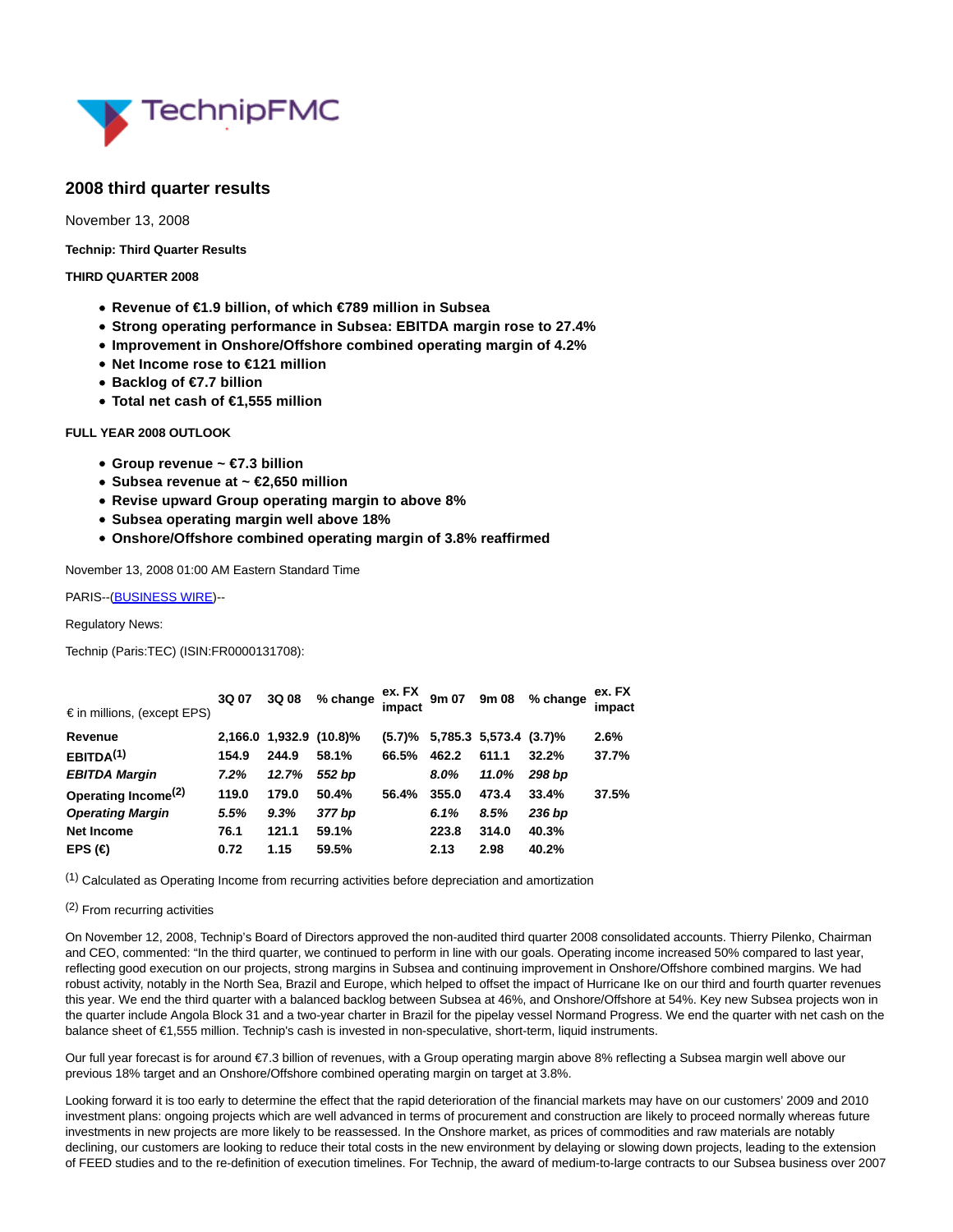## 2008 third quarter results

November 13, 2008

**Technip: Third Quarter Results**

**THIRD QUARTER 2008**

- **Revenue of €1.9 billion, of which €789 million in Subsea**
- **Strong operating performance in Subsea: EBITDA margin rose to 27.4%**
- **Improvement in Onshore/Offshore combined operating margin of 4.2%**
- **Net Income rose to €121 million**
- **Backlog of €7.7 billion**
- **Total net cash of €1,555 million**

**FULL YEAR 2008 OUTLOOK**

- **Group revenue ~ €7.3 billion**
- **Subsea revenue at ~ €2,650 million**
- **Revise upward Group operating margin to above 8%**
- **Subsea operating margin well above 18%**
- **Onshore/Offshore combined operating margin of 3.8% reaffirmed**

November 13, 2008 01:00 AM Eastern Standard Time

PARIS--(BUSINESS WIRE)--

Regulatory News:

Technip (Paris:TEC) (ISIN:FR0000131708):

| € in millions, (except EPS) | 3Q 07 | 3Q 08 | % change | ex. FX impact | 9m 07 | 9m 08 | % change | ex. FX impact |
|---|---|---|---|---|---|---|---|---|
| **Revenue** | 2,166.0 | 1,932.9 | (10.8)% | (5.7)% | 5,785.3 | 5,573.4 | (3.7)% | 2.6% |
| **EBITDA[1]** | 154.9 | 244.9 | 58.1% | 66.5% | 462.2 | 611.1 | 32.2% | 37.7% |
| ***EBITDA Margin*** | *7.2%* | *12.7%* | *552 bp* | | *8.0%* | *11.0%* | *298 bp* | |
| **Operating Income[2]** | 119.0 | 179.0 | 50.4% | 56.4% | 355.0 | 473.4 | 33.4% | 37.5% |
| ***Operating Margin*** | *5.5%* | *9.3%* | *377 bp* | | *6.1%* | *8.5%* | *236 bp* | |
| **Net Income** | 76.1 | 121.1 | 59.1% | | 223.8 | 314.0 | 40.3% | |
| **EPS (€)** | 0.72 | 1.15 | 59.5% | | 2.13 | 2.98 | 40.2% | |

[1] Calculated as Operating Income from recurring activities before depreciation and amortization

[2] From recurring activities

On November 12, 2008, Technip's Board of Directors approved the non-audited third quarter 2008 consolidated accounts. Thierry Pilenko, Chairman and CEO, commented: "In the third quarter, we continued to perform in line with our goals. Operating income increased 50% compared to last year, reflecting good execution on our projects, strong margins in Subsea and continuing improvement in Onshore/Offshore combined margins. We had robust activity, notably in the North Sea, Brazil and Europe, which helped to offset the impact of Hurricane Ike on our third and fourth quarter revenues this year. We end the third quarter with a balanced backlog between Subsea at 46%, and Onshore/Offshore at 54%. Key new Subsea projects won in the quarter include Angola Block 31 and a two-year charter in Brazil for the pipelay vessel Normand Progress. We end the quarter with net cash on the balance sheet of €1,555 million. Technip's cash is invested in non-speculative, short-term, liquid instruments.

Our full year forecast is for around €7.3 billion of revenues, with a Group operating margin above 8% reflecting a Subsea margin well above our previous 18% target and an Onshore/Offshore combined operating margin on target at 3.8%.

Looking forward it is too early to determine the effect that the rapid deterioration of the financial markets may have on our customers' 2009 and 2010 investment plans: ongoing projects which are well advanced in terms of procurement and construction are likely to proceed normally whereas future investments in new projects are more likely to be reassessed. In the Onshore market, as prices of commodities and raw materials are notably declining, our customers are looking to reduce their total costs in the new environment by delaying or slowing down projects, leading to the extension of FEED studies and to the re-definition of execution timelines. For Technip, the award of medium-to-large contracts to our Subsea business over 2007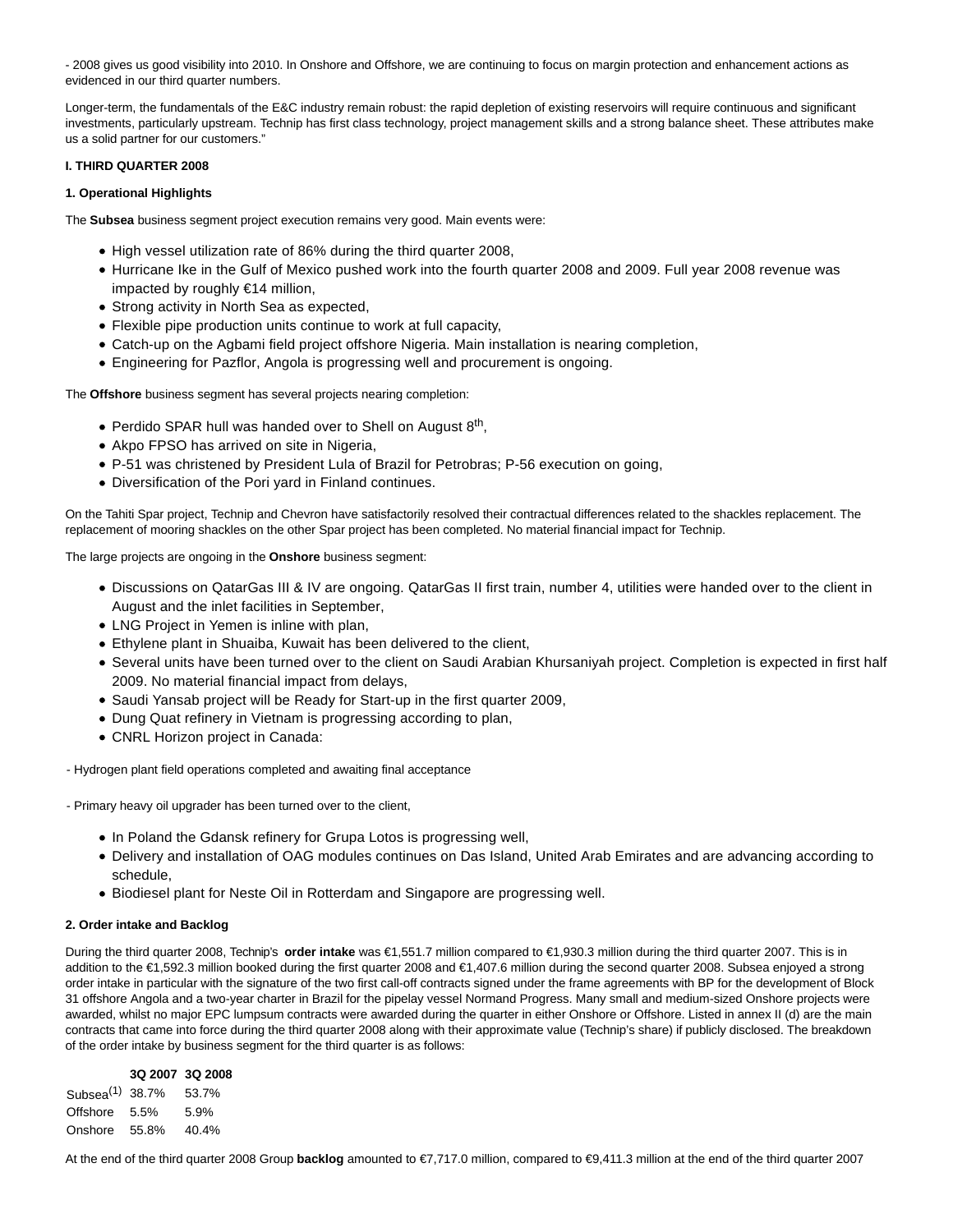- 2008 gives us good visibility into 2010. In Onshore and Offshore, we are continuing to focus on margin protection and enhancement actions as evidenced in our third quarter numbers.

Longer-term, the fundamentals of the E&C industry remain robust: the rapid depletion of existing reservoirs will require continuous and significant investments, particularly upstream. Technip has first class technology, project management skills and a strong balance sheet. These attributes make us a solid partner for our customers."

**I. THIRD QUARTER 2008**

**1. Operational Highlights**

The **Subsea** business segment project execution remains very good. Main events were:

- High vessel utilization rate of 86% during the third quarter 2008,
- Hurricane Ike in the Gulf of Mexico pushed work into the fourth quarter 2008 and 2009. Full year 2008 revenue was impacted by roughly €14 million,
- Strong activity in North Sea as expected,
- Flexible pipe production units continue to work at full capacity,
- Catch-up on the Agbami field project offshore Nigeria. Main installation is nearing completion,
- Engineering for Pazflor, Angola is progressing well and procurement is ongoing.

The **Offshore** business segment has several projects nearing completion:

- Perdido SPAR hull was handed over to Shell on August 8th,
- Akpo FPSO has arrived on site in Nigeria,
- P-51 was christened by President Lula of Brazil for Petrobras; P-56 execution on going,
- Diversification of the Pori yard in Finland continues.

On the Tahiti Spar project, Technip and Chevron have satisfactorily resolved their contractual differences related to the shackles replacement. The replacement of mooring shackles on the other Spar project has been completed. No material financial impact for Technip.

The large projects are ongoing in the **Onshore** business segment:

- Discussions on QatarGas III & IV are ongoing. QatarGas II first train, number 4, utilities were handed over to the client in August and the inlet facilities in September,
- LNG Project in Yemen is inline with plan,
- Ethylene plant in Shuaiba, Kuwait has been delivered to the client,
- Several units have been turned over to the client on Saudi Arabian Khursaniyah project. Completion is expected in first half 2009. No material financial impact from delays,
- Saudi Yansab project will be Ready for Start-up in the first quarter 2009,
- Dung Quat refinery in Vietnam is progressing according to plan,
- CNRL Horizon project in Canada:

- Hydrogen plant field operations completed and awaiting final acceptance

- Primary heavy oil upgrader has been turned over to the client,

- In Poland the Gdansk refinery for Grupa Lotos is progressing well,
- Delivery and installation of OAG modules continues on Das Island, United Arab Emirates and are advancing according to schedule,
- Biodiesel plant for Neste Oil in Rotterdam and Singapore are progressing well.

**2. Order intake and Backlog**

During the third quarter 2008, Technip's **order intake** was €1,551.7 million compared to €1,930.3 million during the third quarter 2007. This is in addition to the €1,592.3 million booked during the first quarter 2008 and €1,407.6 million during the second quarter 2008. Subsea enjoyed a strong order intake in particular with the signature of the two first call-off contracts signed under the frame agreements with BP for the development of Block 31 offshore Angola and a two-year charter in Brazil for the pipelay vessel Normand Progress. Many small and medium-sized Onshore projects were awarded, whilst no major EPC lumpsum contracts were awarded during the quarter in either Onshore or Offshore. Listed in annex II (d) are the main contracts that came into force during the third quarter 2008 along with their approximate value (Technip's share) if publicly disclosed. The breakdown of the order intake by business segment for the third quarter is as follows:

| | 3Q 2007 | 3Q 2008 |
|---|---|---|
| Subsea(1) | 38.7% | 53.7% |
| Offshore | 5.5% | 5.9% |
| Onshore | 55.8% | 40.4% |

At the end of the third quarter 2008 Group **backlog** amounted to €7,717.0 million, compared to €9,411.3 million at the end of the third quarter 2007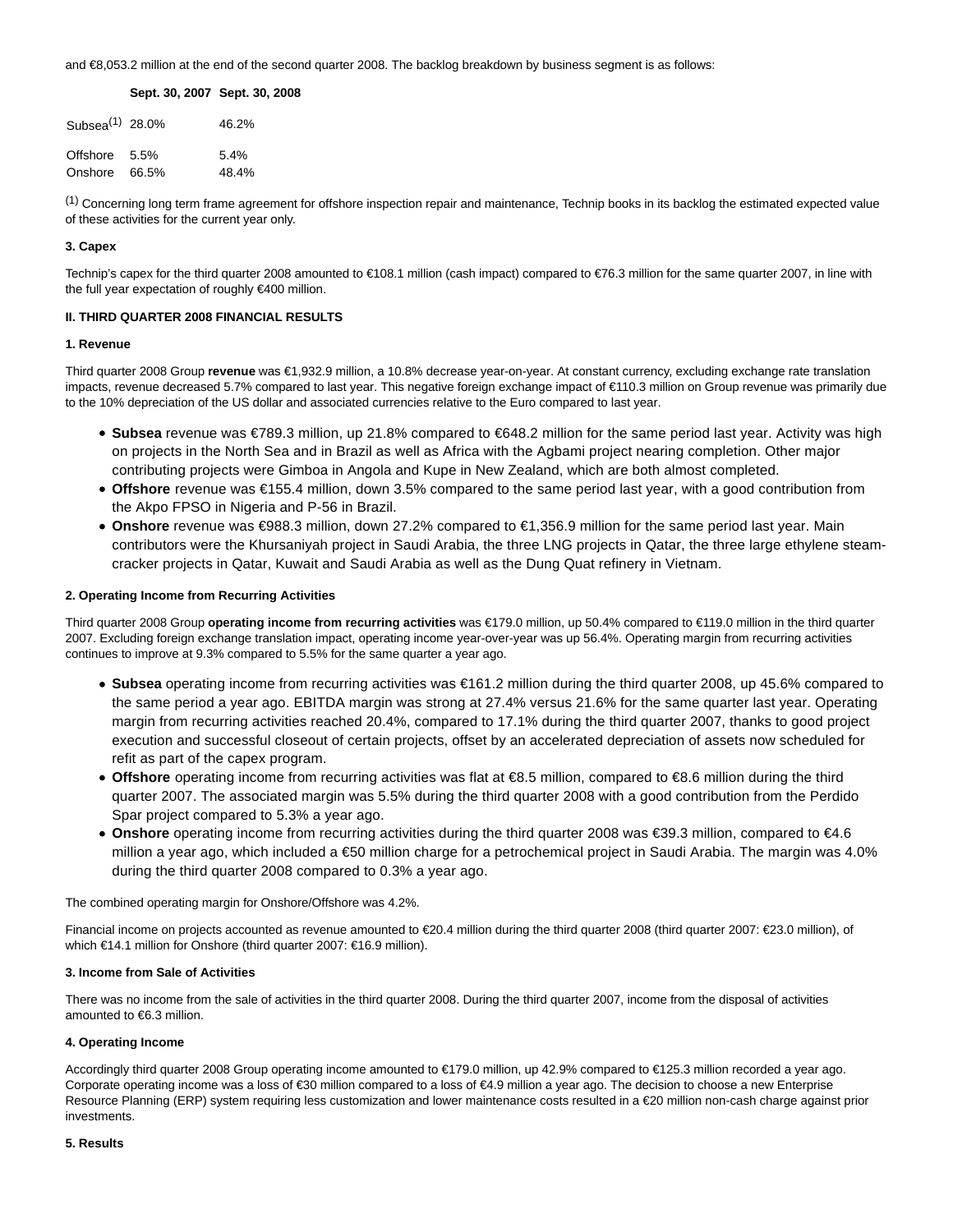and €8,053.2 million at the end of the second quarter 2008. The backlog breakdown by business segment is as follows:

| | Sept. 30, 2007 | Sept. 30, 2008 |
|---|---|---|
| Subsea[1] | 28.0% | 46.2% |
| Offshore | 5.5% | 5.4% |
| Onshore | 66.5% | 48.4% |

[1] Concerning long term frame agreement for offshore inspection repair and maintenance, Technip books in its backlog the estimated expected value of these activities for the current year only.

**3. Capex**

Technip's capex for the third quarter 2008 amounted to €108.1 million (cash impact) compared to €76.3 million for the same quarter 2007, in line with the full year expectation of roughly €400 million.

## II. THIRD QUARTER 2008 FINANCIAL RESULTS

**1. Revenue**

Third quarter 2008 Group **revenue** was €1,932.9 million, a 10.8% decrease year-on-year. At constant currency, excluding exchange rate translation impacts, revenue decreased 5.7% compared to last year. This negative foreign exchange impact of €110.3 million on Group revenue was primarily due to the 10% depreciation of the US dollar and associated currencies relative to the Euro compared to last year.

- **Subsea** revenue was €789.3 million, up 21.8% compared to €648.2 million for the same period last year. Activity was high on projects in the North Sea and in Brazil as well as Africa with the Agbami project nearing completion. Other major contributing projects were Gimboa in Angola and Kupe in New Zealand, which are both almost completed.
- **Offshore** revenue was €155.4 million, down 3.5% compared to the same period last year, with a good contribution from the Akpo FPSO in Nigeria and P-56 in Brazil.
- **Onshore** revenue was €988.3 million, down 27.2% compared to €1,356.9 million for the same period last year. Main contributors were the Khursaniyah project in Saudi Arabia, the three LNG projects in Qatar, the three large ethylene steam-cracker projects in Qatar, Kuwait and Saudi Arabia as well as the Dung Quat refinery in Vietnam.

**2. Operating Income from Recurring Activities**

Third quarter 2008 Group **operating income from recurring activities** was €179.0 million, up 50.4% compared to €119.0 million in the third quarter 2007. Excluding foreign exchange translation impact, operating income year-over-year was up 56.4%. Operating margin from recurring activities continues to improve at 9.3% compared to 5.5% for the same quarter a year ago.

- **Subsea** operating income from recurring activities was €161.2 million during the third quarter 2008, up 45.6% compared to the same period a year ago. EBITDA margin was strong at 27.4% versus 21.6% for the same quarter last year. Operating margin from recurring activities reached 20.4%, compared to 17.1% during the third quarter 2007, thanks to good project execution and successful closeout of certain projects, offset by an accelerated depreciation of assets now scheduled for refit as part of the capex program.
- **Offshore** operating income from recurring activities was flat at €8.5 million, compared to €8.6 million during the third quarter 2007. The associated margin was 5.5% during the third quarter 2008 with a good contribution from the Perdido Spar project compared to 5.3% a year ago.
- **Onshore** operating income from recurring activities during the third quarter 2008 was €39.3 million, compared to €4.6 million a year ago, which included a €50 million charge for a petrochemical project in Saudi Arabia. The margin was 4.0% during the third quarter 2008 compared to 0.3% a year ago.

The combined operating margin for Onshore/Offshore was 4.2%.

Financial income on projects accounted as revenue amounted to €20.4 million during the third quarter 2008 (third quarter 2007: €23.0 million), of which €14.1 million for Onshore (third quarter 2007: €16.9 million).

**3. Income from Sale of Activities**

There was no income from the sale of activities in the third quarter 2008. During the third quarter 2007, income from the disposal of activities amounted to €6.3 million.

**4. Operating Income**

Accordingly third quarter 2008 Group operating income amounted to €179.0 million, up 42.9% compared to €125.3 million recorded a year ago. Corporate operating income was a loss of €30 million compared to a loss of €4.9 million a year ago. The decision to choose a new Enterprise Resource Planning (ERP) system requiring less customization and lower maintenance costs resulted in a €20 million non-cash charge against prior investments.

**5. Results**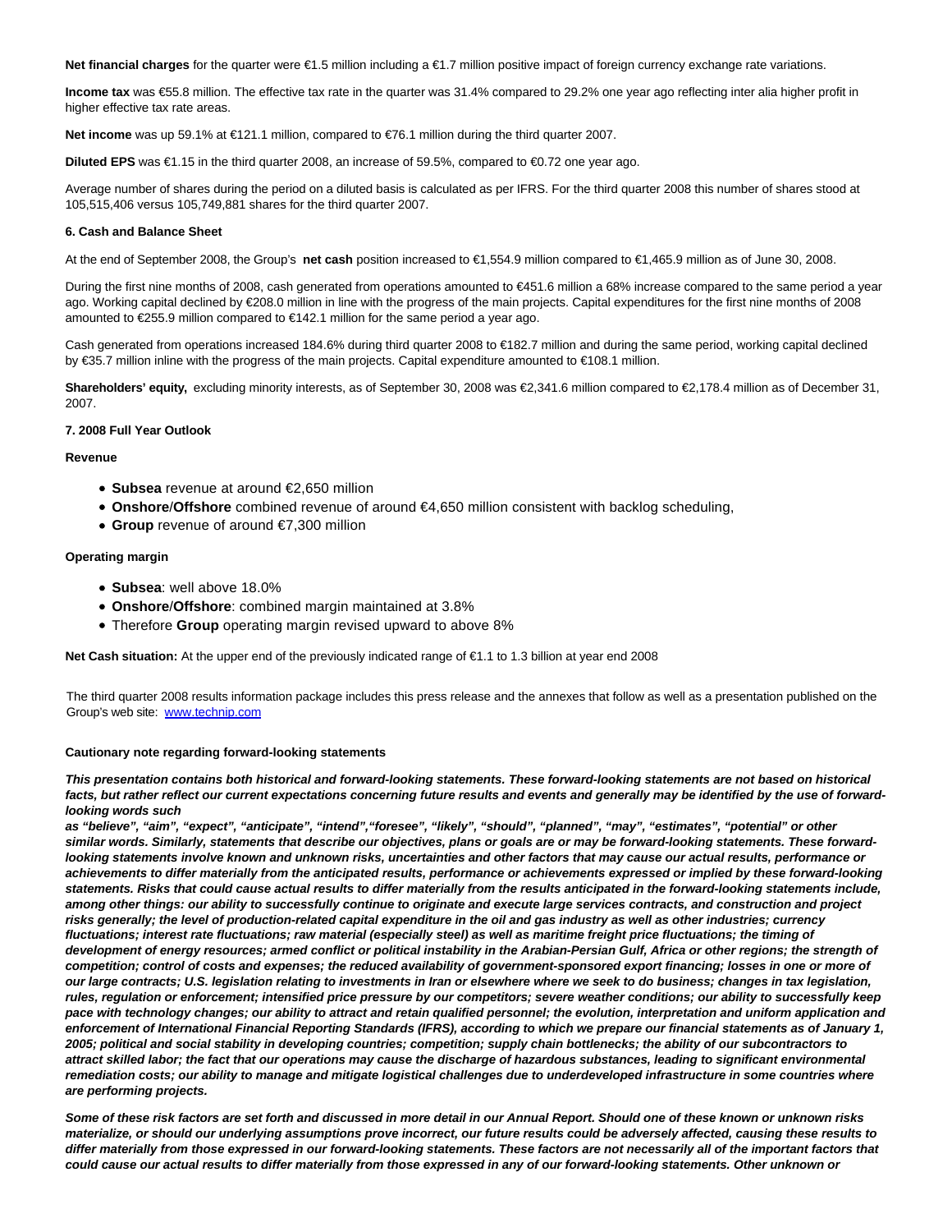**Net financial charges** for the quarter were €1.5 million including a €1.7 million positive impact of foreign currency exchange rate variations.

**Income tax** was €55.8 million. The effective tax rate in the quarter was 31.4% compared to 29.2% one year ago reflecting inter alia higher profit in higher effective tax rate areas.

**Net income** was up 59.1% at €121.1 million, compared to €76.1 million during the third quarter 2007.

**Diluted EPS** was €1.15 in the third quarter 2008, an increase of 59.5%, compared to €0.72 one year ago.

Average number of shares during the period on a diluted basis is calculated as per IFRS. For the third quarter 2008 this number of shares stood at 105,515,406 versus 105,749,881 shares for the third quarter 2007.

**6. Cash and Balance Sheet**

At the end of September 2008, the Group's **net cash** position increased to €1,554.9 million compared to €1,465.9 million as of June 30, 2008.

During the first nine months of 2008, cash generated from operations amounted to €451.6 million a 68% increase compared to the same period a year ago. Working capital declined by €208.0 million in line with the progress of the main projects. Capital expenditures for the first nine months of 2008 amounted to €255.9 million compared to €142.1 million for the same period a year ago.

Cash generated from operations increased 184.6% during third quarter 2008 to €182.7 million and during the same period, working capital declined by €35.7 million inline with the progress of the main projects. Capital expenditure amounted to €108.1 million.

**Shareholders' equity,** excluding minority interests, as of September 30, 2008 was €2,341.6 million compared to €2,178.4 million as of December 31, 2007.

**7. 2008 Full Year Outlook**

**Revenue**

- **Subsea** revenue at around €2,650 million
- **Onshore**/**Offshore** combined revenue of around €4,650 million consistent with backlog scheduling,
- **Group** revenue of around €7,300 million

**Operating margin**

- **Subsea**: well above 18.0%
- **Onshore**/**Offshore**: combined margin maintained at 3.8%
- Therefore **Group** operating margin revised upward to above 8%

**Net Cash situation:** At the upper end of the previously indicated range of €1.1 to 1.3 billion at year end 2008

The third quarter 2008 results information package includes this press release and the annexes that follow as well as a presentation published on the Group's web site: www.technip.com

**Cautionary note regarding forward-looking statements**

***This presentation contains both historical and forward-looking statements. These forward-looking statements are not based on historical facts, but rather reflect our current expectations concerning future results and events and generally may be identified by the use of forward-looking words such as "believe", "aim", "expect", "anticipate", "intend","foresee", "likely", "should", "planned", "may", "estimates", "potential" or other similar words. Similarly, statements that describe our objectives, plans or goals are or may be forward-looking statements. These forward-looking statements involve known and unknown risks, uncertainties and other factors that may cause our actual results, performance or achievements to differ materially from the anticipated results, performance or achievements expressed or implied by these forward-looking statements. Risks that could cause actual results to differ materially from the results anticipated in the forward-looking statements include, among other things: our ability to successfully continue to originate and execute large services contracts, and construction and project risks generally; the level of production-related capital expenditure in the oil and gas industry as well as other industries; currency fluctuations; interest rate fluctuations; raw material (especially steel) as well as maritime freight price fluctuations; the timing of development of energy resources; armed conflict or political instability in the Arabian-Persian Gulf, Africa or other regions; the strength of competition; control of costs and expenses; the reduced availability of government-sponsored export financing; losses in one or more of our large contracts; U.S. legislation relating to investments in Iran or elsewhere where we seek to do business; changes in tax legislation, rules, regulation or enforcement; intensified price pressure by our competitors; severe weather conditions; our ability to successfully keep pace with technology changes; our ability to attract and retain qualified personnel; the evolution, interpretation and uniform application and enforcement of International Financial Reporting Standards (IFRS), according to which we prepare our financial statements as of January 1, 2005; political and social stability in developing countries; competition; supply chain bottlenecks; the ability of our subcontractors to attract skilled labor; the fact that our operations may cause the discharge of hazardous substances, leading to significant environmental remediation costs; our ability to manage and mitigate logistical challenges due to underdeveloped infrastructure in some countries where are performing projects.***

***Some of these risk factors are set forth and discussed in more detail in our Annual Report. Should one of these known or unknown risks materialize, or should our underlying assumptions prove incorrect, our future results could be adversely affected, causing these results to differ materially from those expressed in our forward-looking statements. These factors are not necessarily all of the important factors that could cause our actual results to differ materially from those expressed in any of our forward-looking statements. Other unknown or***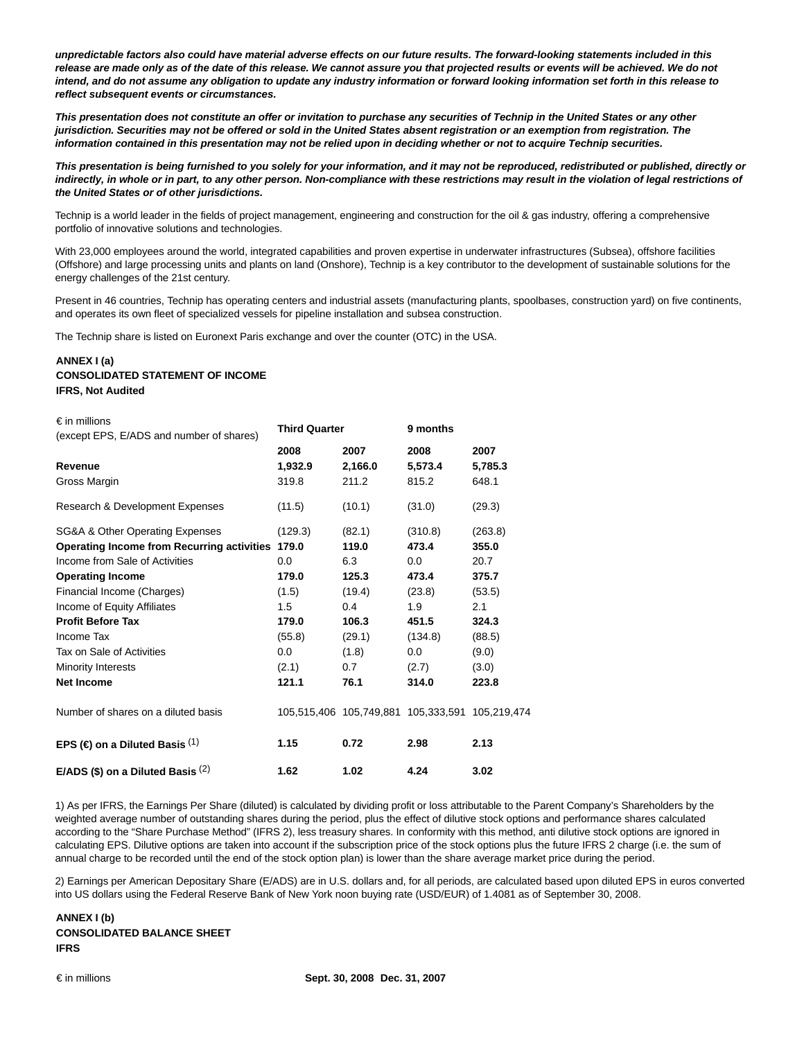***unpredictable factors also could have material adverse effects on our future results. The forward-looking statements included in this release are made only as of the date of this release. We cannot assure you that projected results or events will be achieved. We do not intend, and do not assume any obligation to update any industry information or forward looking information set forth in this release to reflect subsequent events or circumstances.***

***This presentation does not constitute an offer or invitation to purchase any securities of Technip in the United States or any other jurisdiction. Securities may not be offered or sold in the United States absent registration or an exemption from registration. The information contained in this presentation may not be relied upon in deciding whether or not to acquire Technip securities.***

***This presentation is being furnished to you solely for your information, and it may not be reproduced, redistributed or published, directly or indirectly, in whole or in part, to any other person. Non-compliance with these restrictions may result in the violation of legal restrictions of the United States or of other jurisdictions.***

Technip is a world leader in the fields of project management, engineering and construction for the oil & gas industry, offering a comprehensive portfolio of innovative solutions and technologies.

With 23,000 employees around the world, integrated capabilities and proven expertise in underwater infrastructures (Subsea), offshore facilities (Offshore) and large processing units and plants on land (Onshore), Technip is a key contributor to the development of sustainable solutions for the energy challenges of the 21st century.

Present in 46 countries, Technip has operating centers and industrial assets (manufacturing plants, spoolbases, construction yard) on five continents, and operates its own fleet of specialized vessels for pipeline installation and subsea construction.

The Technip share is listed on Euronext Paris exchange and over the counter (OTC) in the USA.

**ANNEX I (a)**
**CONSOLIDATED STATEMENT OF INCOME**
**IFRS, Not Audited**

| € in millions (except EPS, E/ADS and number of shares) | **Third Quarter** | | **9 months** | |
|---|---|---|---|---|
| | **2008** | **2007** | **2008** | **2007** |
| **Revenue** | **1,932.9** | **2,166.0** | **5,573.4** | **5,785.3** |
| Gross Margin | 319.8 | 211.2 | 815.2 | 648.1 |
| Research & Development Expenses | (11.5) | (10.1) | (31.0) | (29.3) |
| SG&A & Other Operating Expenses | (129.3) | (82.1) | (310.8) | (263.8) |
| **Operating Income from Recurring activities** | **179.0** | **119.0** | **473.4** | **355.0** |
| Income from Sale of Activities | 0.0 | 6.3 | 0.0 | 20.7 |
| **Operating Income** | **179.0** | **125.3** | **473.4** | **375.7** |
| Financial Income (Charges) | (1.5) | (19.4) | (23.8) | (53.5) |
| Income of Equity Affiliates | 1.5 | 0.4 | 1.9 | 2.1 |
| **Profit Before Tax** | **179.0** | **106.3** | **451.5** | **324.3** |
| Income Tax | (55.8) | (29.1) | (134.8) | (88.5) |
| Tax on Sale of Activities | 0.0 | (1.8) | 0.0 | (9.0) |
| Minority Interests | (2.1) | 0.7 | (2.7) | (3.0) |
| **Net Income** | **121.1** | **76.1** | **314.0** | **223.8** |
| Number of shares on a diluted basis | 105,515,406 | 105,749,881 | 105,333,591 | 105,219,474 |
| **EPS (€) on a Diluted Basis** (1) | **1.15** | **0.72** | **2.98** | **2.13** |
| **E/ADS ($) on a Diluted Basis** (2) | **1.62** | **1.02** | **4.24** | **3.02** |

1) As per IFRS, the Earnings Per Share (diluted) is calculated by dividing profit or loss attributable to the Parent Company's Shareholders by the weighted average number of outstanding shares during the period, plus the effect of dilutive stock options and performance shares calculated according to the "Share Purchase Method" (IFRS 2), less treasury shares. In conformity with this method, anti dilutive stock options are ignored in calculating EPS. Dilutive options are taken into account if the subscription price of the stock options plus the future IFRS 2 charge (i.e. the sum of annual charge to be recorded until the end of the stock option plan) is lower than the share average market price during the period.

2) Earnings per American Depositary Share (E/ADS) are in U.S. dollars and, for all periods, are calculated based upon diluted EPS in euros converted into US dollars using the Federal Reserve Bank of New York noon buying rate (USD/EUR) of 1.4081 as of September 30, 2008.

**ANNEX I (b)**
**CONSOLIDATED BALANCE SHEET**
**IFRS**

| € in millions | **Sept. 30, 2008** | **Dec. 31, 2007** |
|---|---|---|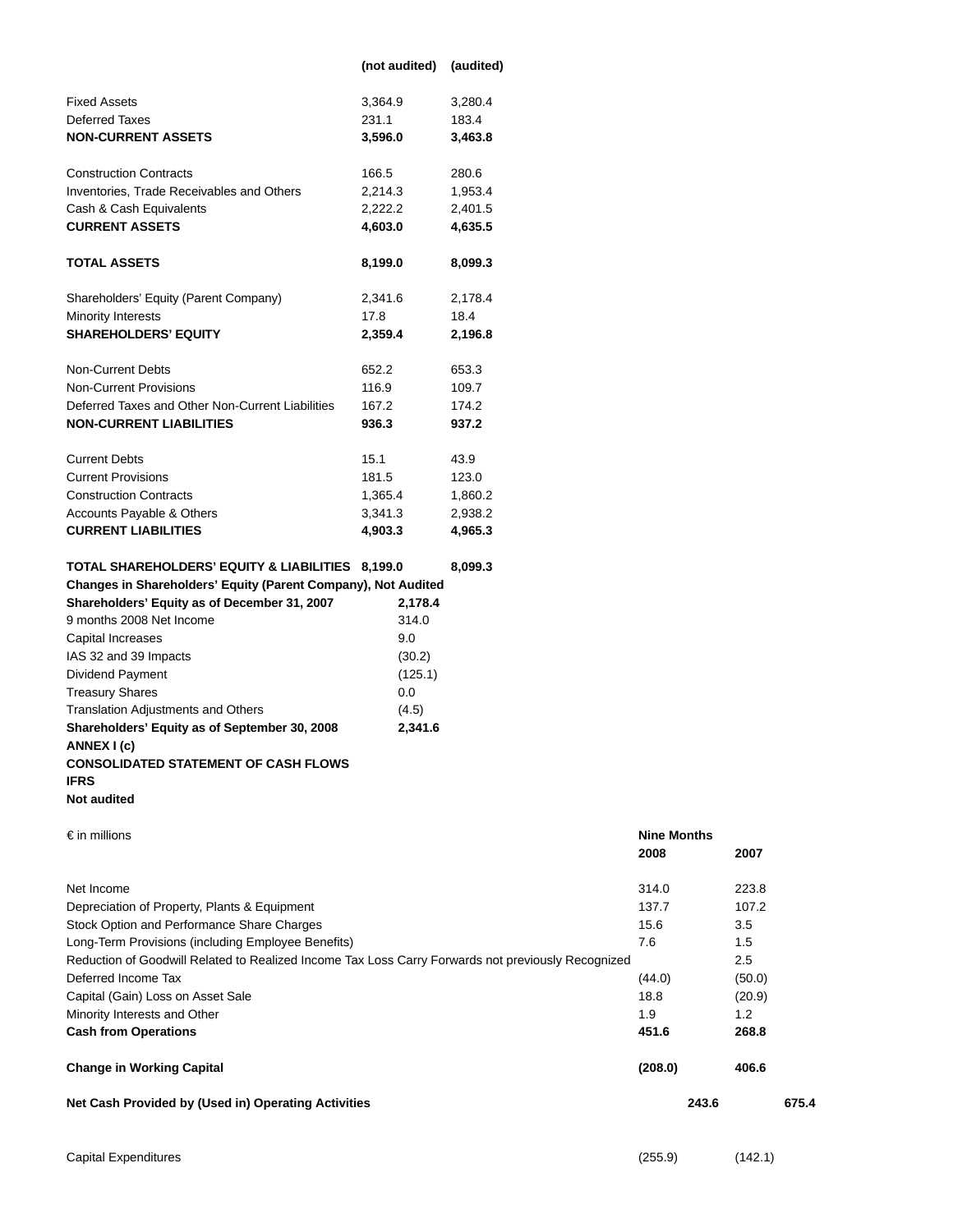| | (not audited) | (audited) |
|---|---|---|
| Fixed Assets | 3,364.9 | 3,280.4 |
| Deferred Taxes | 231.1 | 183.4 |
| **NON-CURRENT ASSETS** | **3,596.0** | **3,463.8** |
| | | |
| Construction Contracts | 166.5 | 280.6 |
| Inventories, Trade Receivables and Others | 2,214.3 | 1,953.4 |
| Cash & Cash Equivalents | 2,222.2 | 2,401.5 |
| **CURRENT ASSETS** | **4,603.0** | **4,635.5** |
| | | |
| **TOTAL ASSETS** | **8,199.0** | **8,099.3** |
| | | |
| Shareholders' Equity (Parent Company) | 2,341.6 | 2,178.4 |
| Minority Interests | 17.8 | 18.4 |
| **SHAREHOLDERS' EQUITY** | **2,359.4** | **2,196.8** |
| | | |
| Non-Current Debts | 652.2 | 653.3 |
| Non-Current Provisions | 116.9 | 109.7 |
| Deferred Taxes and Other Non-Current Liabilities | 167.2 | 174.2 |
| **NON-CURRENT LIABILITIES** | **936.3** | **937.2** |
| | | |
| Current Debts | 15.1 | 43.9 |
| Current Provisions | 181.5 | 123.0 |
| Construction Contracts | 1,365.4 | 1,860.2 |
| Accounts Payable & Others | 3,341.3 | 2,938.2 |
| **CURRENT LIABILITIES** | **4,903.3** | **4,965.3** |
| | | |
| **TOTAL SHAREHOLDERS' EQUITY & LIABILITIES** | **8,199.0** | **8,099.3** |

**Changes in Shareholders' Equity (Parent Company), Not Audited**

| | |
|---|---|
| **Shareholders' Equity as of December 31, 2007** | **2,178.4** |
| 9 months 2008 Net Income | 314.0 |
| Capital Increases | 9.0 |
| IAS 32 and 39 Impacts | (30.2) |
| Dividend Payment | (125.1) |
| Treasury Shares | 0.0 |
| Translation Adjustments and Others | (4.5) |
| **Shareholders' Equity as of September 30, 2008** | **2,341.6** |

**ANNEX I (c)**

**CONSOLIDATED STATEMENT OF CASH FLOWS**

**IFRS**

**Not audited**

| € in millions | **Nine Months** | |
|---|---|---|
| | **2008** | **2007** |
| Net Income | 314.0 | 223.8 |
| Depreciation of Property, Plants & Equipment | 137.7 | 107.2 |
| Stock Option and Performance Share Charges | 15.6 | 3.5 |
| Long-Term Provisions (including Employee Benefits) | 7.6 | 1.5 |
| Reduction of Goodwill Related to Realized Income Tax Loss Carry Forwards not previously Recognized | | 2.5 |
| Deferred Income Tax | (44.0) | (50.0) |
| Capital (Gain) Loss on Asset Sale | 18.8 | (20.9) |
| Minority Interests and Other | 1.9 | 1.2 |
| **Cash from Operations** | **451.6** | **268.8** |
| | | |
| **Change in Working Capital** | **(208.0)** | **406.6** |
| | | |
| **Net Cash Provided by (Used in) Operating Activities** | **243.6** | **675.4** |
| | | |
| Capital Expenditures | (255.9) | (142.1) |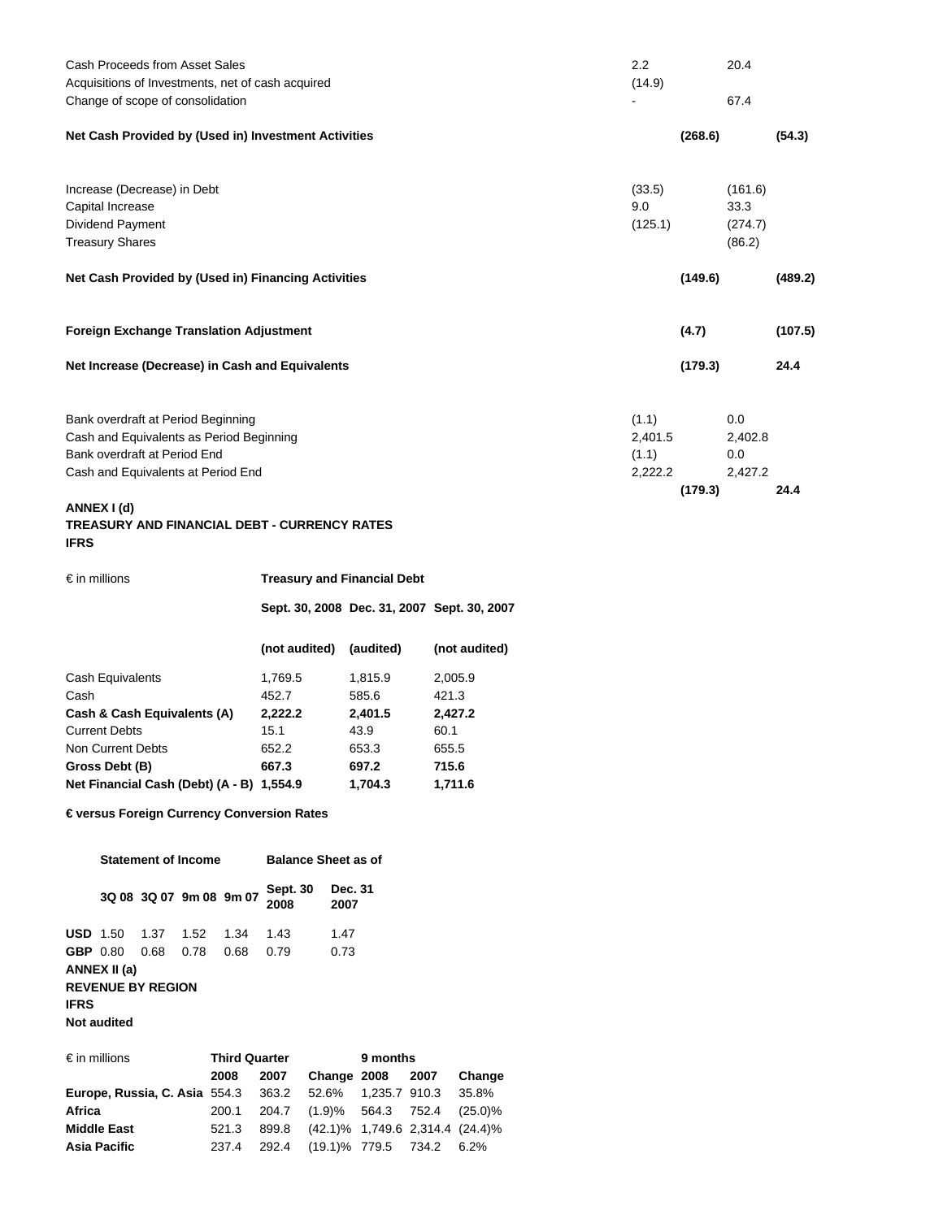| | | | | |
|---|---|---|---|---|
| Cash Proceeds from Asset Sales | 2.2 | | 20.4 | |
| Acquisitions of Investments, net of cash acquired | (14.9) | | | |
| Change of scope of consolidation | - | | 67.4 | |
| **Net Cash Provided by (Used in) Investment Activities** | | **(268.6)** | | **(54.3)** |
| Increase (Decrease) in Debt | (33.5) | | (161.6) | |
| Capital Increase | 9.0 | | 33.3 | |
| Dividend Payment | (125.1) | | (274.7) | |
| Treasury Shares | | | (86.2) | |
| **Net Cash Provided by (Used in) Financing Activities** | | **(149.6)** | | **(489.2)** |
| **Foreign Exchange Translation Adjustment** | | **(4.7)** | | **(107.5)** |
| **Net Increase (Decrease) in Cash and Equivalents** | | **(179.3)** | | **24.4** |
| Bank overdraft at Period Beginning | (1.1) | | 0.0 | |
| Cash and Equivalents as Period Beginning | 2,401.5 | | 2,402.8 | |
| Bank overdraft at Period End | (1.1) | | 0.0 | |
| Cash and Equivalents at Period End | 2,222.2 | | 2,427.2 | |
| | | **(179.3)** | | **24.4** |

**ANNEX I (d)**
**TREASURY AND FINANCIAL DEBT - CURRENCY RATES**
**IFRS**

| € in millions | **Treasury and Financial Debt** | | |
|---|---|---|---|
| | **Sept. 30, 2008** | **Dec. 31, 2007** | **Sept. 30, 2007** |
| | **(not audited)** | **(audited)** | **(not audited)** |
| Cash Equivalents | 1,769.5 | 1,815.9 | 2,005.9 |
| Cash | 452.7 | 585.6 | 421.3 |
| **Cash & Cash Equivalents (A)** | **2,222.2** | **2,401.5** | **2,427.2** |
| Current Debts | 15.1 | 43.9 | 60.1 |
| Non Current Debts | 652.2 | 653.3 | 655.5 |
| **Gross Debt (B)** | **667.3** | **697.2** | **715.6** |
| **Net Financial Cash (Debt) (A - B)** | **1,554.9** | **1,704.3** | **1,711.6** |

**€ versus Foreign Currency Conversion Rates**

| | **Statement of Income** | | | | **Balance Sheet as of** | |
|---|---|---|---|---|---|---|
| | **3Q 08** | **3Q 07** | **9m 08** | **9m 07** | **Sept. 30 2008** | **Dec. 31 2007** |
| **USD** | 1.50 | 1.37 | 1.52 | 1.34 | 1.43 | 1.47 |
| **GBP** | 0.80 | 0.68 | 0.78 | 0.68 | 0.79 | 0.73 |

**ANNEX II (a)**
**REVENUE BY REGION**
**IFRS**
**Not audited**

| € in millions | **Third Quarter** | | | **9 months** | | |
|---|---|---|---|---|---|---|
| | **2008** | **2007** | **Change** | **2008** | **2007** | **Change** |
| **Europe, Russia, C. Asia** | 554.3 | 363.2 | 52.6% | 1,235.7 | 910.3 | 35.8% |
| **Africa** | 200.1 | 204.7 | (1.9)% | 564.3 | 752.4 | (25.0)% |
| **Middle East** | 521.3 | 899.8 | (42.1)% | 1,749.6 | 2,314.4 | (24.4)% |
| **Asia Pacific** | 237.4 | 292.4 | (19.1)% | 779.5 | 734.2 | 6.2% |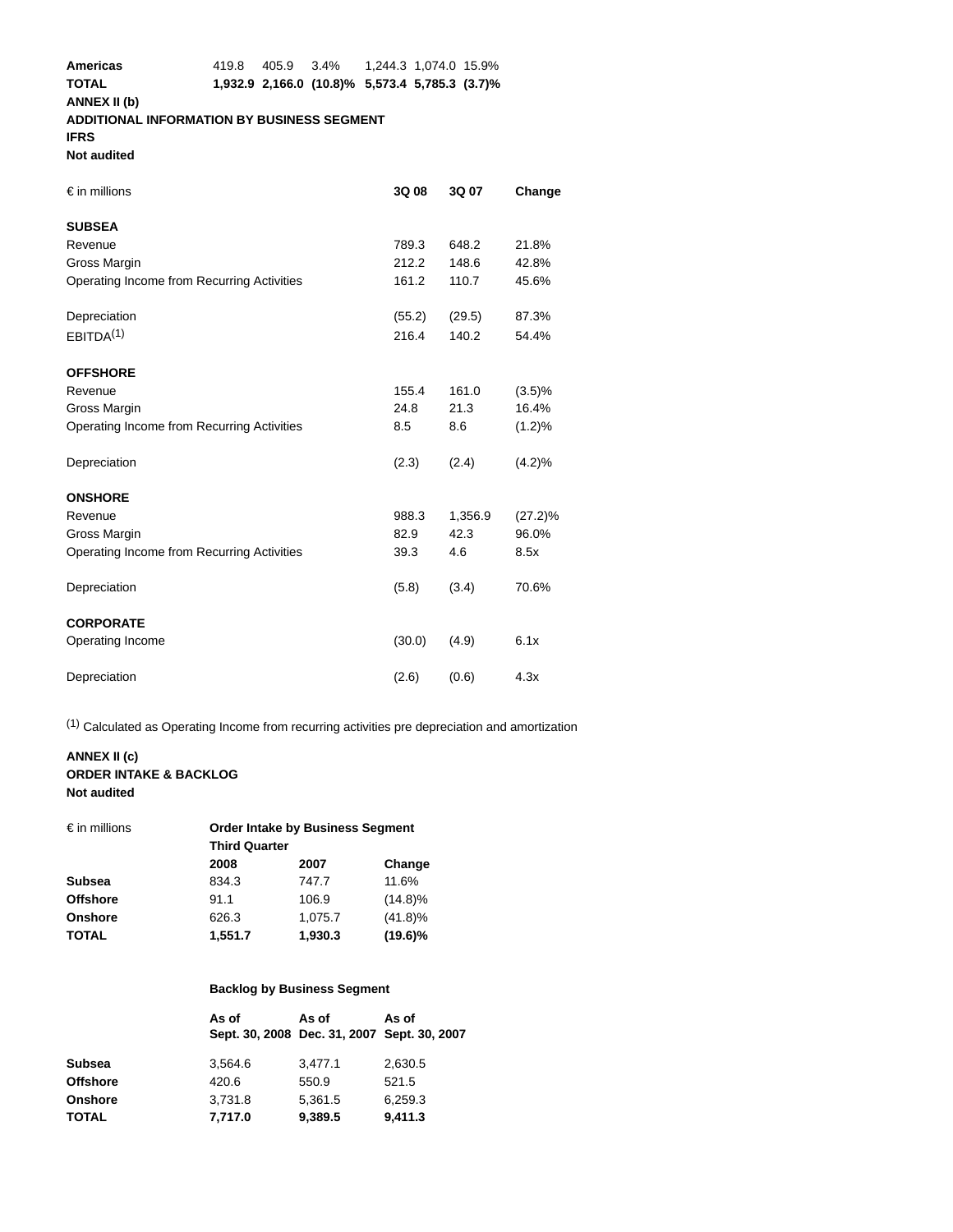| | | | | | | |
|---|---|---|---|---|---|---|
| **Americas** | 419.8 | 405.9 | 3.4% | 1,244.3 | 1,074.0 | 15.9% |
| **TOTAL** | **1,932.9** | **2,166.0** | **(10.8)%** | **5,573.4** | **5,785.3** | **(3.7)%** |

**ANNEX II (b)**
**ADDITIONAL INFORMATION BY BUSINESS SEGMENT**
**IFRS**
**Not audited**

| € in millions | 3Q 08 | 3Q 07 | Change |
|---|---|---|---|
| **SUBSEA** | | | |
| Revenue | 789.3 | 648.2 | 21.8% |
| Gross Margin | 212.2 | 148.6 | 42.8% |
| Operating Income from Recurring Activities | 161.2 | 110.7 | 45.6% |
| Depreciation | (55.2) | (29.5) | 87.3% |
| EBITDA[1] | 216.4 | 140.2 | 54.4% |
| **OFFSHORE** | | | |
| Revenue | 155.4 | 161.0 | (3.5)% |
| Gross Margin | 24.8 | 21.3 | 16.4% |
| Operating Income from Recurring Activities | 8.5 | 8.6 | (1.2)% |
| Depreciation | (2.3) | (2.4) | (4.2)% |
| **ONSHORE** | | | |
| Revenue | 988.3 | 1,356.9 | (27.2)% |
| Gross Margin | 82.9 | 42.3 | 96.0% |
| Operating Income from Recurring Activities | 39.3 | 4.6 | 8.5x |
| Depreciation | (5.8) | (3.4) | 70.6% |
| **CORPORATE** | | | |
| Operating Income | (30.0) | (4.9) | 6.1x |
| Depreciation | (2.6) | (0.6) | 4.3x |

[1] Calculated as Operating Income from recurring activities pre depreciation and amortization

**ANNEX II (c)**
**ORDER INTAKE & BACKLOG**
**Not audited**

| € in millions | **Order Intake by Business Segment** | | |
|---|---|---|---|
| | **Third Quarter** | | |
| | **2008** | **2007** | **Change** |
| **Subsea** | 834.3 | 747.7 | 11.6% |
| **Offshore** | 91.1 | 106.9 | (14.8)% |
| **Onshore** | 626.3 | 1,075.7 | (41.8)% |
| **TOTAL** | **1,551.7** | **1,930.3** | **(19.6)%** |

| | **Backlog by Business Segment** | | |
|---|---|---|---|
| | **As of Sept. 30, 2008** | **As of Dec. 31, 2007** | **As of Sept. 30, 2007** |
| **Subsea** | 3,564.6 | 3,477.1 | 2,630.5 |
| **Offshore** | 420.6 | 550.9 | 521.5 |
| **Onshore** | 3,731.8 | 5,361.5 | 6,259.3 |
| **TOTAL** | **7,717.0** | **9,389.5** | **9,411.3** |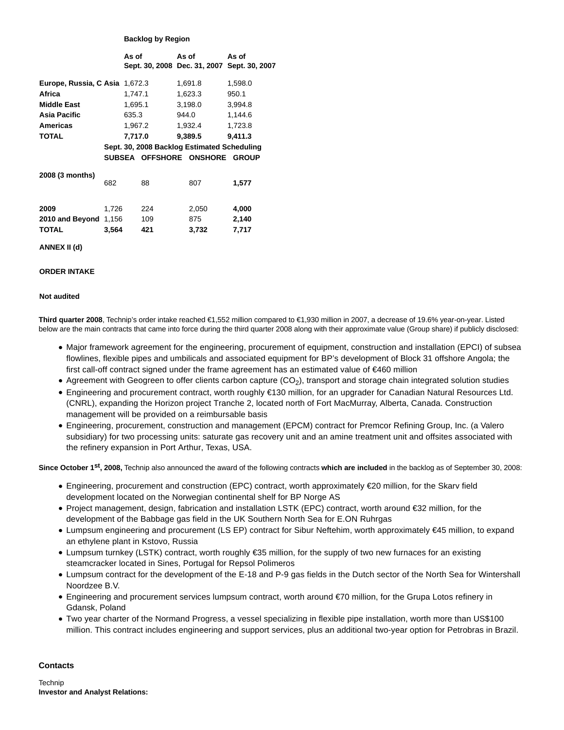**Backlog by Region**

| | As of Sept. 30, 2008 | As of Dec. 31, 2007 | As of Sept. 30, 2007 |
|---|---|---|---|
| **Europe, Russia, C Asia** | 1,672.3 | 1,691.8 | 1,598.0 |
| **Africa** | 1,747.1 | 1,623.3 | 950.1 |
| **Middle East** | 1,695.1 | 3,198.0 | 3,994.8 |
| **Asia Pacific** | 635.3 | 944.0 | 1,144.6 |
| **Americas** | 1,967.2 | 1,932.4 | 1,723.8 |
| **TOTAL** | **7,717.0** | **9,389.5** | **9,411.3** |

**Sept. 30, 2008 Backlog Estimated Scheduling**

| | SUBSEA | OFFSHORE | ONSHORE | GROUP |
|---|---|---|---|---|
| **2008 (3 months)** | 682 | 88 | 807 | **1,577** |
| **2009** | 1,726 | 224 | 2,050 | **4,000** |
| **2010 and Beyond** | 1,156 | 109 | 875 | **2,140** |
| **TOTAL** | **3,564** | **421** | **3,732** | **7,717** |

**ANNEX II (d)**

**ORDER INTAKE**

**Not audited**

**Third quarter 2008**, Technip's order intake reached €1,552 million compared to €1,930 million in 2007, a decrease of 19.6% year-on-year. Listed below are the main contracts that came into force during the third quarter 2008 along with their approximate value (Group share) if publicly disclosed:

- Major framework agreement for the engineering, procurement of equipment, construction and installation (EPCI) of subsea flowlines, flexible pipes and umbilicals and associated equipment for BP's development of Block 31 offshore Angola; the first call-off contract signed under the frame agreement has an estimated value of €460 million
- Agreement with Geogreen to offer clients carbon capture ($CO_2$), transport and storage chain integrated solution studies
- Engineering and procurement contract, worth roughly €130 million, for an upgrader for Canadian Natural Resources Ltd. (CNRL), expanding the Horizon project Tranche 2, located north of Fort MacMurray, Alberta, Canada. Construction management will be provided on a reimbursable basis
- Engineering, procurement, construction and management (EPCM) contract for Premcor Refining Group, Inc. (a Valero subsidiary) for two processing units: saturate gas recovery unit and an amine treatment unit and offsites associated with the refinery expansion in Port Arthur, Texas, USA.

**Since October 1st, 2008,** Technip also announced the award of the following contracts **which are included** in the backlog as of September 30, 2008:

- Engineering, procurement and construction (EPC) contract, worth approximately €20 million, for the Skarv field development located on the Norwegian continental shelf for BP Norge AS
- Project management, design, fabrication and installation LSTK (EPC) contract, worth around €32 million, for the development of the Babbage gas field in the UK Southern North Sea for E.ON Ruhrgas
- Lumpsum engineering and procurement (LS EP) contract for Sibur Neftehim, worth approximately €45 million, to expand an ethylene plant in Kstovo, Russia
- Lumpsum turnkey (LSTK) contract, worth roughly €35 million, for the supply of two new furnaces for an existing steamcracker located in Sines, Portugal for Repsol Polimeros
- Lumpsum contract for the development of the E-18 and P-9 gas fields in the Dutch sector of the North Sea for Wintershall Noordzee B.V.
- Engineering and procurement services lumpsum contract, worth around €70 million, for the Grupa Lotos refinery in Gdansk, Poland
- Two year charter of the Normand Progress, a vessel specializing in flexible pipe installation, worth more than US$100 million. This contract includes engineering and support services, plus an additional two-year option for Petrobras in Brazil.

## Contacts

Technip
**Investor and Analyst Relations:**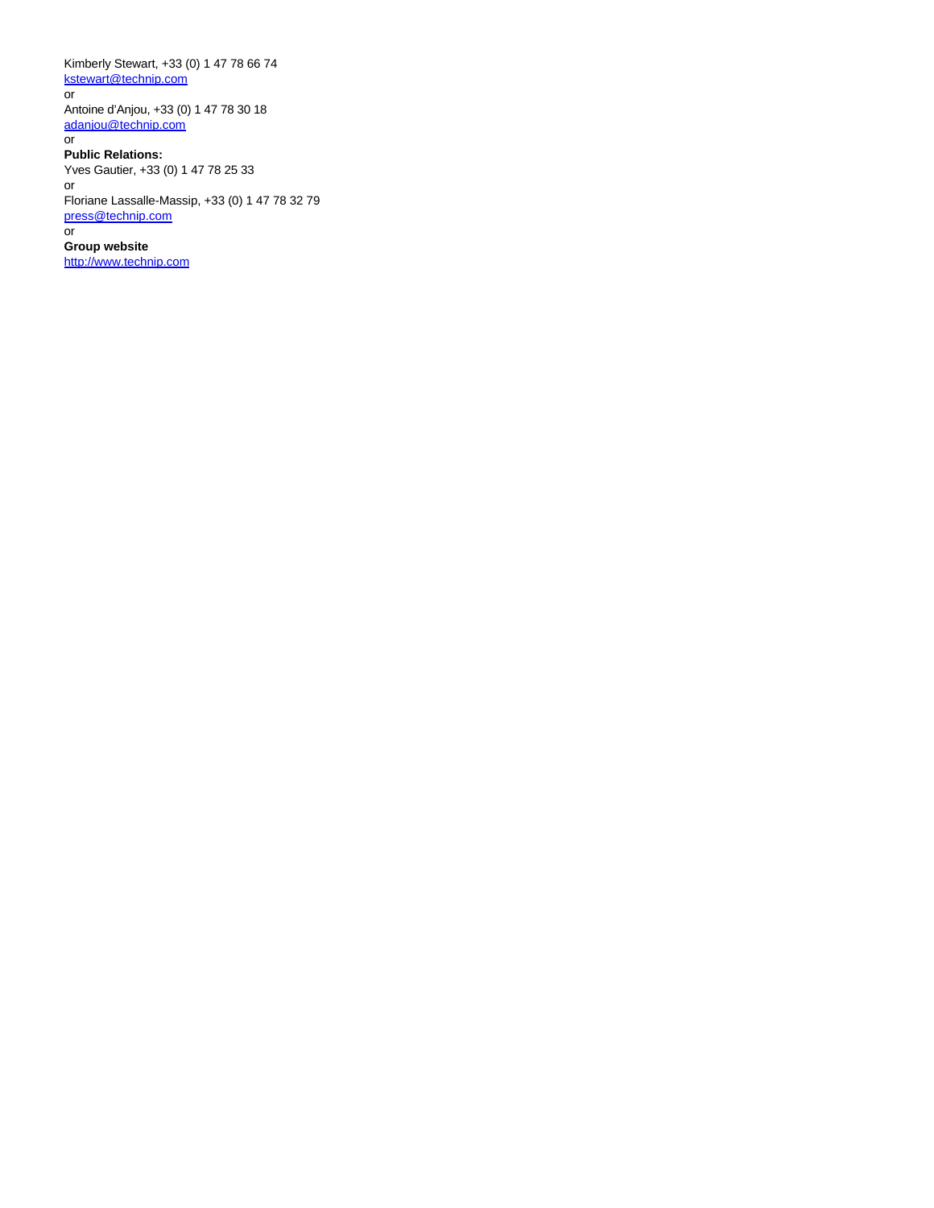Kimberly Stewart, +33 (0) 1 47 78 66 74
kstewart@technip.com
or
Antoine d'Anjou, +33 (0) 1 47 78 30 18
adanjou@technip.com
or
**Public Relations:**
Yves Gautier, +33 (0) 1 47 78 25 33
or
Floriane Lassalle-Massip, +33 (0) 1 47 78 32 79
press@technip.com
or
**Group website**
http://www.technip.com